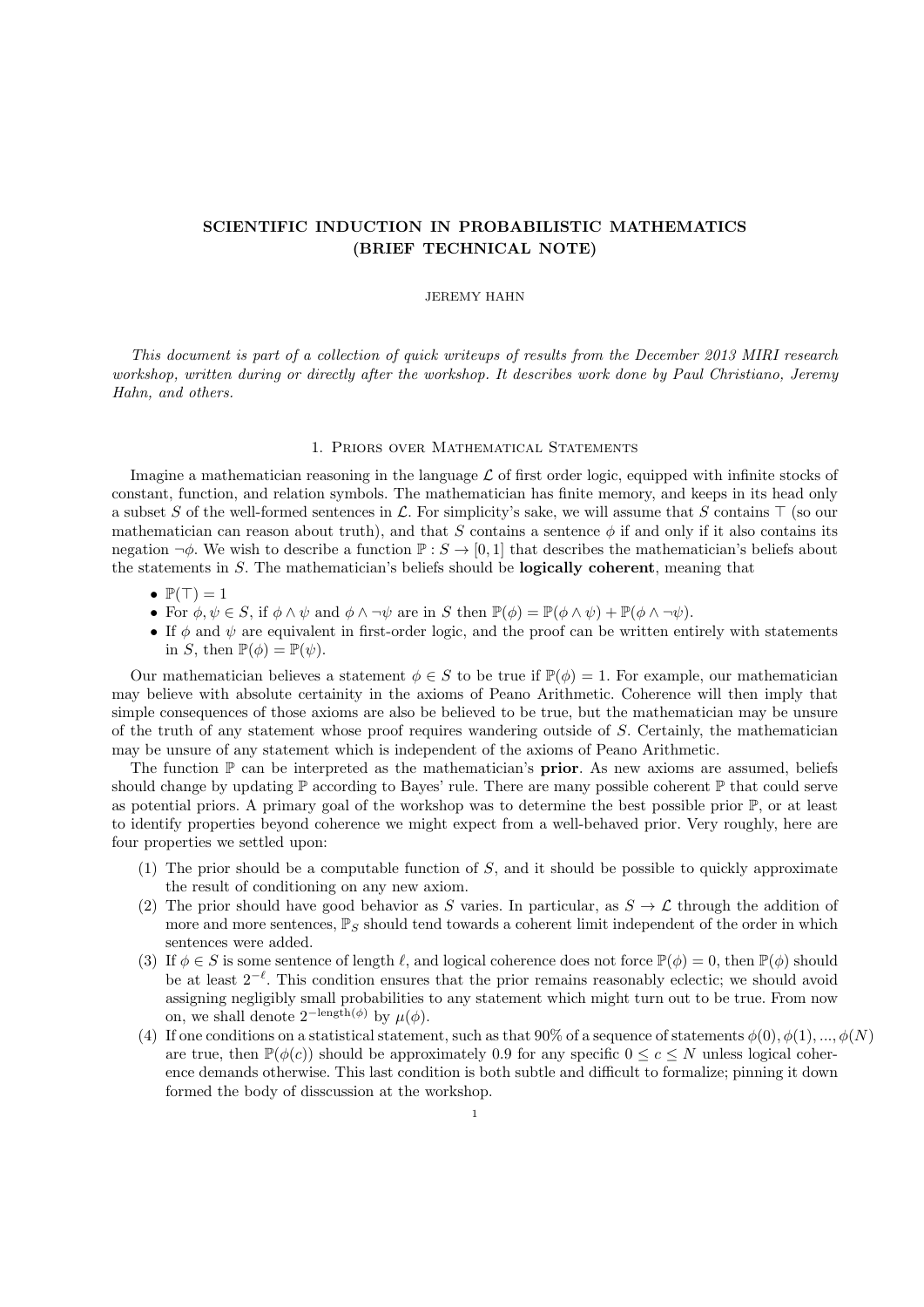# SCIENTIFIC INDUCTION IN PROBABILISTIC MATHEMATICS (BRIEF TECHNICAL NOTE)

JEREMY HAHN

*This document is part of a collection of quick writeups of results from the December 2013 MIRI research workshop, written during or directly after the workshop. It describes work done by Paul Christiano, Jeremy Hahn, and others.*

## 1. Priors over Mathematical Statements

Imagine a mathematician reasoning in the language $\mathcal{L}$ of first order logic, equipped with infinite stocks of constant, function, and relation symbols. The mathematician has finite memory, and keeps in its head only a subset $S$ of the well-formed sentences in $\mathcal{L}$. For simplicity's sake, we will assume that $S$ contains $\top$ (so our mathematician can reason about truth), and that $S$ contains a sentence $\phi$ if and only if it also contains its negation $\neg\phi$. We wish to describe a function $\mathbb{P} : S \to [0, 1]$ that describes the mathematician's beliefs about the statements in $S$. The mathematician's beliefs should be **logically coherent**, meaning that

- $\mathbb{P}(\top) = 1$
- For $\phi, \psi \in S$, if $\phi \wedge \psi$ and $\phi \wedge \neg\psi$ are in $S$ then $\mathbb{P}(\phi) = \mathbb{P}(\phi \wedge \psi) + \mathbb{P}(\phi \wedge \neg\psi)$.
- If $\phi$ and $\psi$ are equivalent in first-order logic, and the proof can be written entirely with statements in $S$, then $\mathbb{P}(\phi) = \mathbb{P}(\psi)$.

Our mathematician believes a statement $\phi \in S$ to be true if $\mathbb{P}(\phi) = 1$. For example, our mathematician may believe with absolute certainity in the axioms of Peano Arithmetic. Coherence will then imply that simple consequences of those axioms are also be believed to be true, but the mathematician may be unsure of the truth of any statement whose proof requires wandering outside of $S$. Certainly, the mathematician may be unsure of any statement which is independent of the axioms of Peano Arithmetic.

The function $\mathbb{P}$ can be interpreted as the mathematician's **prior**. As new axioms are assumed, beliefs should change by updating $\mathbb{P}$ according to Bayes' rule. There are many possible coherent $\mathbb{P}$ that could serve as potential priors. A primary goal of the workshop was to determine the best possible prior $\mathbb{P}$, or at least to identify properties beyond coherence we might expect from a well-behaved prior. Very roughly, here are four properties we settled upon:

1. The prior should be a computable function of $S$, and it should be possible to quickly approximate the result of conditioning on any new axiom.
2. The prior should have good behavior as $S$ varies. In particular, as $S \to \mathcal{L}$ through the addition of more and more sentences, $\mathbb{P}_S$ should tend towards a coherent limit independent of the order in which sentences were added.
3. If $\phi \in S$ is some sentence of length $\ell$, and logical coherence does not force $\mathbb{P}(\phi) = 0$, then $\mathbb{P}(\phi)$ should be at least $2^{-\ell}$. This condition ensures that the prior remains reasonably eclectic; we should avoid assigning negligibly small probabilities to any statement which might turn out to be true. From now on, we shall denote $2^{-\text{length}(\phi)}$ by $\mu(\phi)$.
4. If one conditions on a statistical statement, such as that 90% of a sequence of statements $\phi(0), \phi(1), ..., \phi(N)$ are true, then $\mathbb{P}(\phi(c))$ should be approximately 0.9 for any specific $0 \leq c \leq N$ unless logical coherence demands otherwise. This last condition is both subtle and difficult to formalize; pinning it down formed the body of disscussion at the workshop.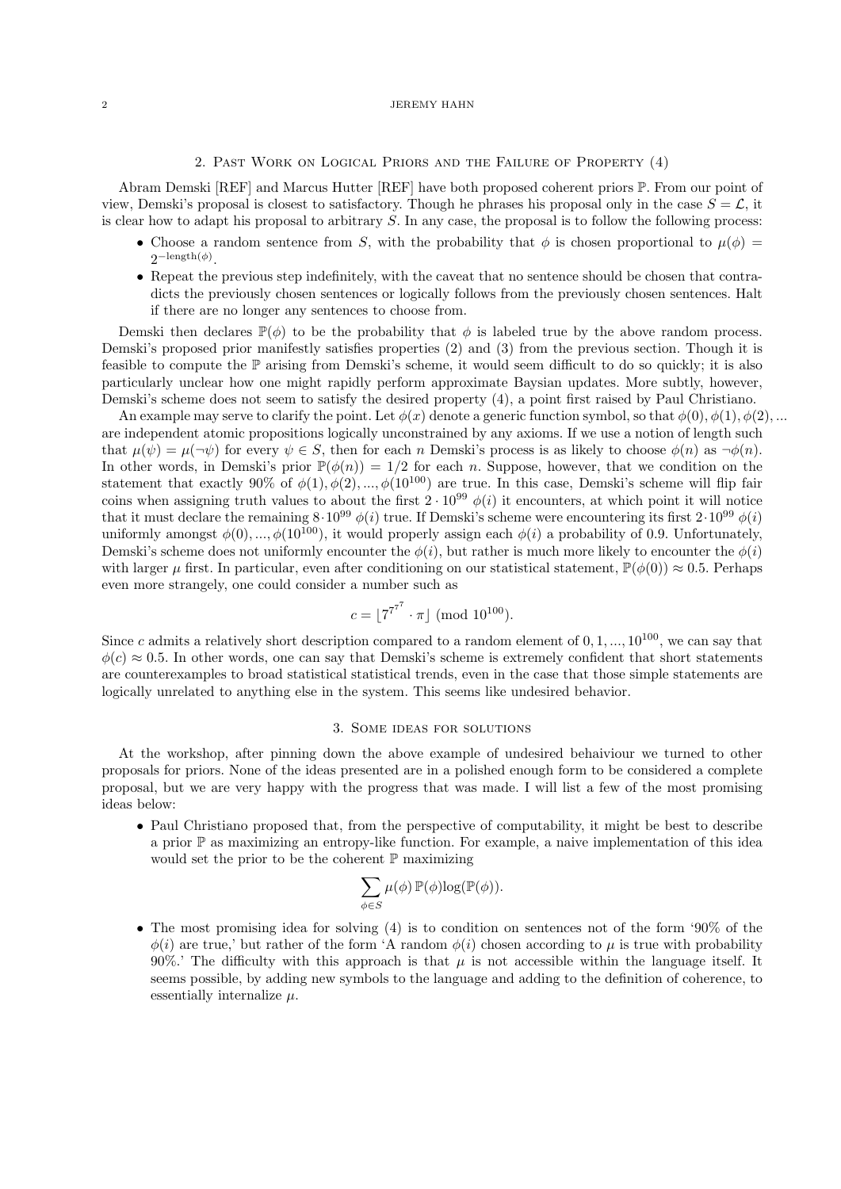## 2. Past Work on Logical Priors and the Failure of Property (4)

Abram Demski [REF] and Marcus Hutter [REF] have both proposed coherent priors $\mathbb{P}$. From our point of view, Demski's proposal is closest to satisfactory. Though he phrases his proposal only in the case $S = \mathcal{L}$, it is clear how to adapt his proposal to arbitrary $S$. In any case, the proposal is to follow the following process:

- Choose a random sentence from $S$, with the probability that $\phi$ is chosen proportional to $\mu(\phi) = 2^{-\text{length}(\phi)}$.
- Repeat the previous step indefinitely, with the caveat that no sentence should be chosen that contradicts the previously chosen sentences or logically follows from the previously chosen sentences. Halt if there are no longer any sentences to choose from.

Demski then declares $\mathbb{P}(\phi)$ to be the probability that $\phi$ is labeled true by the above random process. Demski's proposed prior manifestly satisfies properties (2) and (3) from the previous section. Though it is feasible to compute the $\mathbb{P}$ arising from Demski's scheme, it would seem difficult to do so quickly; it is also particularly unclear how one might rapidly perform approximate Baysian updates. More subtly, however, Demski's scheme does not seem to satisfy the desired property (4), a point first raised by Paul Christiano.

An example may serve to clarify the point. Let $\phi(x)$ denote a generic function symbol, so that $\phi(0), \phi(1), \phi(2), ...$ are independent atomic propositions logically unconstrained by any axioms. If we use a notion of length such that $\mu(\psi) = \mu(\neg\psi)$ for every $\psi \in S$, then for each $n$ Demski's process is as likely to choose $\phi(n)$ as $\neg\phi(n)$. In other words, in Demski's prior $\mathbb{P}(\phi(n)) = 1/2$ for each $n$. Suppose, however, that we condition on the statement that exactly 90% of $\phi(1), \phi(2), ..., \phi(10^{100})$ are true. In this case, Demski's scheme will flip fair coins when assigning truth values to about the first $2 \cdot 10^{99}$ $\phi(i)$ it encounters, at which point it will notice that it must declare the remaining $8 \cdot 10^{99}$ $\phi(i)$ true. If Demski's scheme were encountering its first $2 \cdot 10^{99}$ $\phi(i)$ uniformly amongst $\phi(0), ..., \phi(10^{100})$, it would properly assign each $\phi(i)$ a probability of 0.9. Unfortunately, Demski's scheme does not uniformly encounter the $\phi(i)$, but rather is much more likely to encounter the $\phi(i)$ with larger $\mu$ first. In particular, even after conditioning on our statistical statement, $\mathbb{P}(\phi(0)) \approx 0.5$. Perhaps even more strangely, one could consider a number such as

$$c = \lfloor 7^{7^{7^{7}}} \cdot \pi \rfloor \pmod{10^{100}}.$$

Since $c$ admits a relatively short description compared to a random element of $0, 1, ..., 10^{100}$, we can say that $\phi(c) \approx 0.5$. In other words, one can say that Demski's scheme is extremely confident that short statements are counterexamples to broad statistical statistical trends, even in the case that those simple statements are logically unrelated to anything else in the system. This seems like undesired behavior.

## 3. Some ideas for solutions

At the workshop, after pinning down the above example of undesired behaiviour we turned to other proposals for priors. None of the ideas presented are in a polished enough form to be considered a complete proposal, but we are very happy with the progress that was made. I will list a few of the most promising ideas below:

- Paul Christiano proposed that, from the perspective of computability, it might be best to describe a prior $\mathbb{P}$ as maximizing an entropy-like function. For example, a naive implementation of this idea would set the prior to be the coherent $\mathbb{P}$ maximizing

$$\sum_{\phi \in S} \mu(\phi)\, \mathbb{P}(\phi) \log(\mathbb{P}(\phi)).$$

- The most promising idea for solving (4) is to condition on sentences not of the form '90% of the $\phi(i)$ are true,' but rather of the form 'A random $\phi(i)$ chosen according to $\mu$ is true with probability 90%.' The difficulty with this approach is that $\mu$ is not accessible within the language itself. It seems possible, by adding new symbols to the language and adding to the definition of coherence, to essentially internalize $\mu$.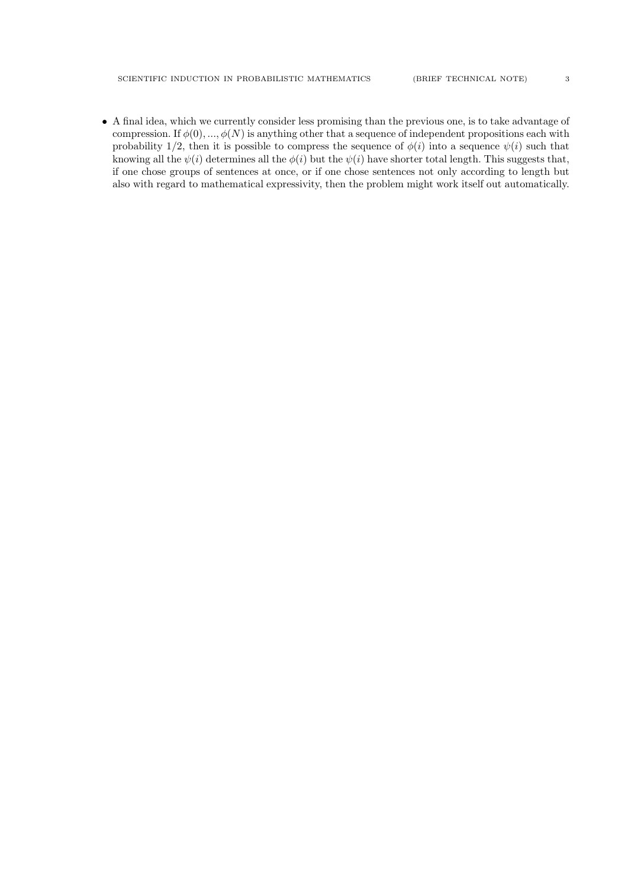- A final idea, which we currently consider less promising than the previous one, is to take advantage of compression. If $\phi(0), ..., \phi(N)$ is anything other that a sequence of independent propositions each with probability $1/2$, then it is possible to compress the sequence of $\phi(i)$ into a sequence $\psi(i)$ such that knowing all the $\psi(i)$ determines all the $\phi(i)$ but the $\psi(i)$ have shorter total length. This suggests that, if one chose groups of sentences at once, or if one chose sentences not only according to length but also with regard to mathematical expressivity, then the problem might work itself out automatically.